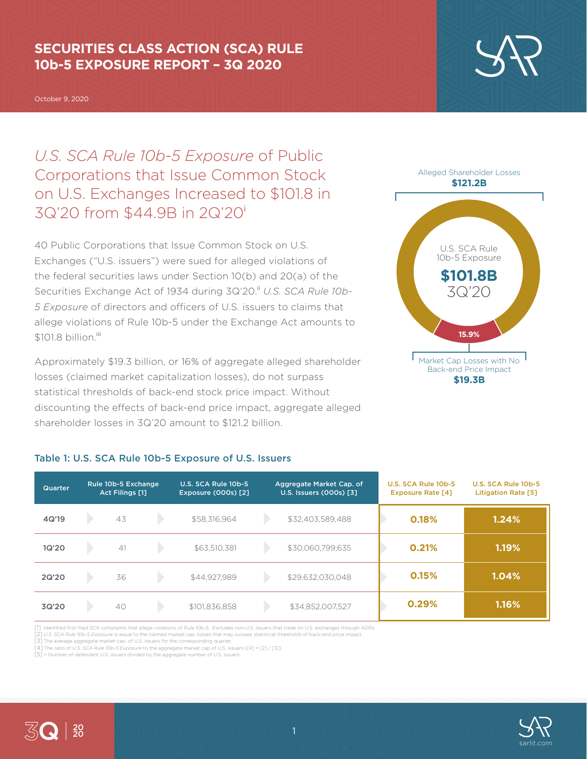# SECURITIES CLASS ACTION (SCA) RULE 10b-5 EXPOSURE REPORT – 3Q 2020

October 9, 2020

## *U.S. SCA Rule 10b-5 Exposure* of Public Corporations that Issue Common Stock on U.S. Exchanges Increased to $101.8 in 3Q'20 from $44.9B in 2Q'20[i]

40 Public Corporations that Issue Common Stock on U.S. Exchanges ("U.S. issuers") were sued for alleged violations of the federal securities laws under Section 10(b) and 20(a) of the Securities Exchange Act of 1934 during 3Q'20.[ii] *U.S. SCA Rule 10b-5 Exposure* of directors and officers of U.S. issuers to claims that allege violations of Rule 10b-5 under the Exchange Act amounts to $101.8 billion.[iii]

Approximately $19.3 billion, or 16% of aggregate alleged shareholder losses (claimed market capitalization losses), do not surpass statistical thresholds of back-end stock price impact. Without discounting the effects of back-end price impact, aggregate alleged shareholder losses in 3Q'20 amount to $121.2 billion.

Alleged Shareholder Losses **$121.2B**

U.S. SCA Rule 10b-5 Exposure **$101.8B** 3Q'20

**15.9%**

Market Cap Losses with No Back-end Price Impact **$19.3B**

### Table 1: U.S. SCA Rule 10b-5 Exposure of U.S. Issuers

| Quarter | Rule 10b-5 Exchange Act Filings [1] | U.S. SCA Rule 10b-5 Exposure (000s) [2] | Aggregate Market Cap. of U.S. Issuers (000s) [3] | U.S. SCA Rule 10b-5 Exposure Rate [4] | U.S. SCA Rule 10b-5 Litigation Rate [5] |
|---|---|---|---|---|---|
| 4Q'19 | 43 | $58,316,964 | $32,403,589,488 | 0.18% | 1.24% |
| 1Q'20 | 41 | $63,510,381 | $30,060,799,635 | 0.21% | 1.19% |
| 2Q'20 | 36 | $44,927,989 | $29,632,030,048 | 0.15% | 1.04% |
| 3Q'20 | 40 | $101,836,858 | $34,852,007,527 | 0.29% | 1.16% |

[1] Identified first-filed SCA complaints that allege violations of Rule 10b-5. Excludes non-U.S. issuers that trade on U.S. exchanges through ADRs.
[2] *U.S. SCA Rule 10b-5 Exposure* is equal to the claimed market cap. losses that may surpass statistical thresholds of back-end price impact.
[3] The average aggregate market cap. of U.S. issuers for the corresponding quarter.
[4] The ratio of *U.S. SCA Rule 10b-5 Exposure* to the aggregate market cap of U.S. issuers ([4] = [2] / [3]).
[5] = Number of defendant U.S. issuers divided by the aggregate number of U.S. issuers.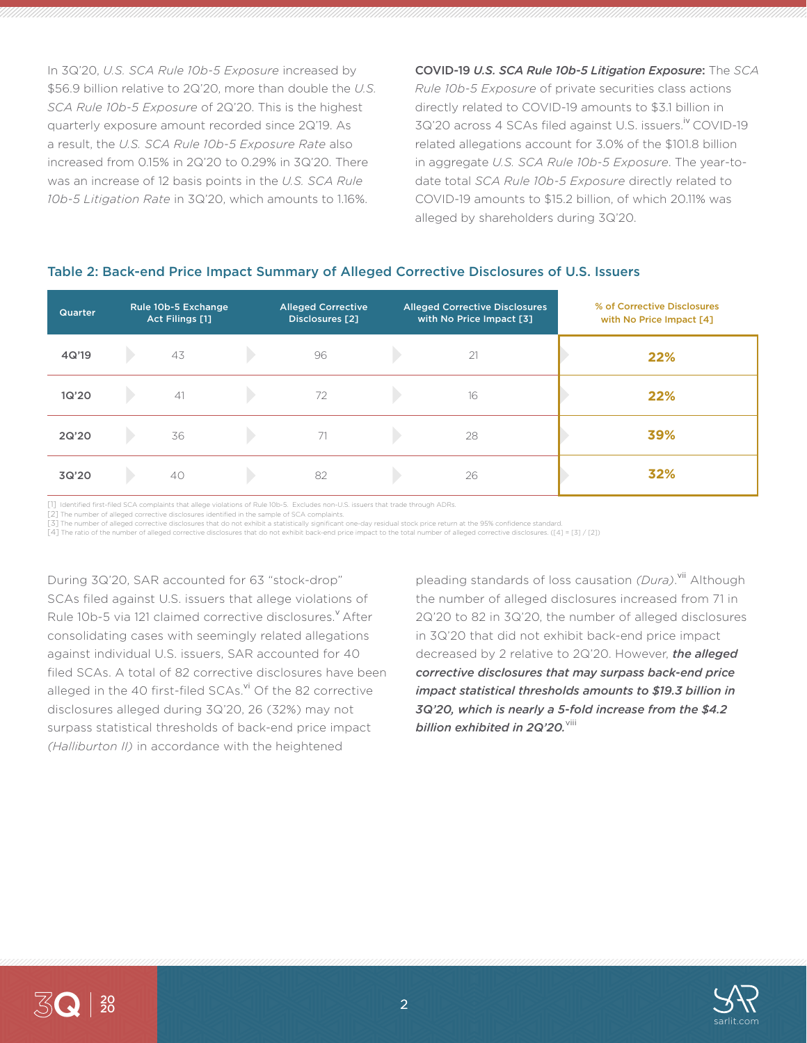In 3Q'20, *U.S. SCA Rule 10b-5 Exposure* increased by $56.9 billion relative to 2Q'20, more than double the *U.S. SCA Rule 10b-5 Exposure* of 2Q'20. This is the highest quarterly exposure amount recorded since 2Q'19. As a result, the *U.S. SCA Rule 10b-5 Exposure Rate* also increased from 0.15% in 2Q'20 to 0.29% in 3Q'20. There was an increase of 12 basis points in the *U.S. SCA Rule 10b-5 Litigation Rate* in 3Q'20, which amounts to 1.16%.

**COVID-19 *U.S. SCA Rule 10b-5 Litigation Exposure*:** The *SCA Rule 10b-5 Exposure* of private securities class actions directly related to COVID-19 amounts to $3.1 billion in 3Q'20 across 4 SCAs filed against U.S. issuers.[iv] COVID-19 related allegations account for 3.0% of the $101.8 billion in aggregate *U.S. SCA Rule 10b-5 Exposure*. The year-to-date total *SCA Rule 10b-5 Exposure* directly related to COVID-19 amounts to $15.2 billion, of which 20.11% was alleged by shareholders during 3Q'20.

## Table 2: Back-end Price Impact Summary of Alleged Corrective Disclosures of U.S. Issuers

| Quarter | Rule 10b-5 Exchange Act Filings [1] | Alleged Corrective Disclosures [2] | Alleged Corrective Disclosures with No Price Impact [3] | % of Corrective Disclosures with No Price Impact [4] |
|---|---|---|---|---|
| 4Q'19 | 43 | 96 | 21 | **22%** |
| 1Q'20 | 41 | 72 | 16 | **22%** |
| 2Q'20 | 36 | 71 | 28 | **39%** |
| 3Q'20 | 40 | 82 | 26 | **32%** |

[1] Identified first-filed SCA complaints that allege violations of Rule 10b-5. Excludes non-U.S. issuers that trade through ADRs.
[2] The number of alleged corrective disclosures identified in the sample of SCA complaints.
[3] The number of alleged corrective disclosures that do not exhibit a statistically significant one-day residual stock price return at the 95% confidence standard.
[4] The ratio of the number of alleged corrective disclosures that do not exhibit back-end price impact to the total number of alleged corrective disclosures. ([4] = [3] / [2])

During 3Q'20, SAR accounted for 63 "stock-drop" SCAs filed against U.S. issuers that allege violations of Rule 10b-5 via 121 claimed corrective disclosures.[v] After consolidating cases with seemingly related allegations against individual U.S. issuers, SAR accounted for 40 filed SCAs. A total of 82 corrective disclosures have been alleged in the 40 first-filed SCAs.[vi] Of the 82 corrective disclosures alleged during 3Q'20, 26 (32%) may not surpass statistical thresholds of back-end price impact *(Halliburton II)* in accordance with the heightened pleading standards of loss causation *(Dura)*.[vii] Although the number of alleged disclosures increased from 71 in 2Q'20 to 82 in 3Q'20, the number of alleged disclosures in 3Q'20 that did not exhibit back-end price impact decreased by 2 relative to 2Q'20. However, ***the alleged corrective disclosures that may surpass back-end price impact statistical thresholds amounts to $19.3 billion in 3Q'20, which is nearly a 5-fold increase from the $4.2 billion exhibited in 2Q'20.***[viii]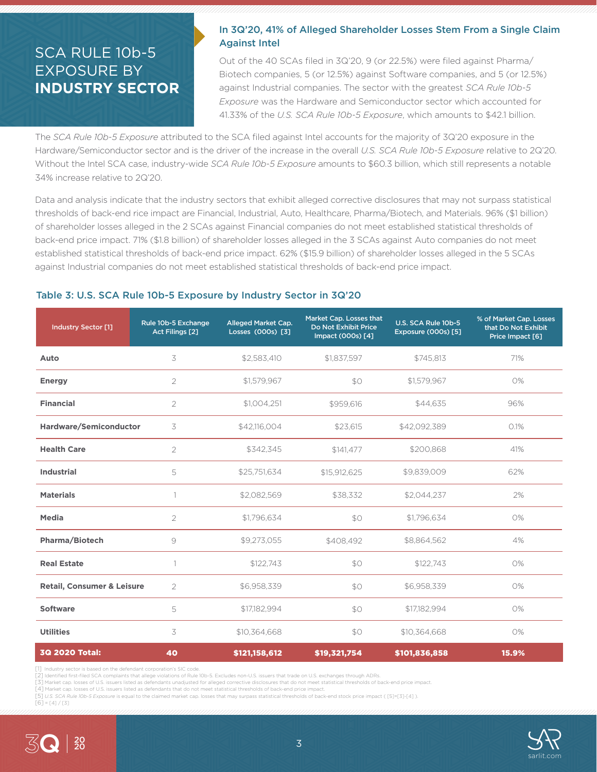# SCA RULE 10b-5 EXPOSURE BY **INDUSTRY SECTOR**

### In 3Q'20, 41% of Alleged Shareholder Losses Stem From a Single Claim Against Intel

Out of the 40 SCAs filed in 3Q'20, 9 (or 22.5%) were filed against Pharma/Biotech companies, 5 (or 12.5%) against Software companies, and 5 (or 12.5%) against Industrial companies. The sector with the greatest *SCA Rule 10b-5 Exposure* was the Hardware and Semiconductor sector which accounted for 41.33% of the *U.S. SCA Rule 10b-5 Exposure*, which amounts to $42.1 billion.

The *SCA Rule 10b-5 Exposure* attributed to the SCA filed against Intel accounts for the majority of 3Q'20 exposure in the Hardware/Semiconductor sector and is the driver of the increase in the overall *U.S. SCA Rule 10b-5 Exposure* relative to 2Q'20. Without the Intel SCA case, industry-wide *SCA Rule 10b-5 Exposure* amounts to $60.3 billion, which still represents a notable 34% increase relative to 2Q'20.

Data and analysis indicate that the industry sectors that exhibit alleged corrective disclosures that may not surpass statistical thresholds of back-end rice impact are Financial, Industrial, Auto, Healthcare, Pharma/Biotech, and Materials. 96% ($1 billion) of shareholder losses alleged in the 2 SCAs against Financial companies do not meet established statistical thresholds of back-end price impact. 71% ($1.8 billion) of shareholder losses alleged in the 3 SCAs against Auto companies do not meet established statistical thresholds of back-end price impact. 62% ($15.9 billion) of shareholder losses alleged in the 5 SCAs against Industrial companies do not meet established statistical thresholds of back-end price impact.

### Table 3: U.S. SCA Rule 10b-5 Exposure by Industry Sector in 3Q'20

| Industry Sector [1] | Rule 10b-5 Exchange Act Filings [2] | Alleged Market Cap. Losses (000s) [3] | Market Cap. Losses that Do Not Exhibit Price Impact (000s) [4] | U.S. SCA Rule 10b-5 Exposure (000s) [5] | % of Market Cap. Losses that Do Not Exhibit Price Impact [6] |
|---|---|---|---|---|---|
| **Auto** | 3 | $2,583,410 | $1,837,597 | $745,813 | 71% |
| **Energy** | 2 | $1,579,967 | $0 | $1,579,967 | 0% |
| **Financial** | 2 | $1,004,251 | $959,616 | $44,635 | 96% |
| **Hardware/Semiconductor** | 3 | $42,116,004 | $23,615 | $42,092,389 | 0.1% |
| **Health Care** | 2 | $342,345 | $141,477 | $200,868 | 41% |
| **Industrial** | 5 | $25,751,634 | $15,912,625 | $9,839,009 | 62% |
| **Materials** | 1 | $2,082,569 | $38,332 | $2,044,237 | 2% |
| **Media** | 2 | $1,796,634 | $0 | $1,796,634 | 0% |
| **Pharma/Biotech** | 9 | $9,273,055 | $408,492 | $8,864,562 | 4% |
| **Real Estate** | 1 | $122,743 | $0 | $122,743 | 0% |
| **Retail, Consumer & Leisure** | 2 | $6,958,339 | $0 | $6,958,339 | 0% |
| **Software** | 5 | $17,182,994 | $0 | $17,182,994 | 0% |
| **Utilities** | 3 | $10,364,668 | $0 | $10,364,668 | 0% |
| **3Q 2020 Total:** | **40** | **$121,158,612** | **$19,321,754** | **$101,836,858** | **15.9%** |

[1] Industry sector is based on the defendant corporation's SIC code.
[2] Identified first-filed SCA complaints that allege violations of Rule 10b-5. Excludes non-U.S. issuers that trade on U.S. exchanges through ADRs.
[3] Market cap. losses of U.S. issuers listed as defendants unadjusted for alleged corrective disclosures that do not meet statistical thresholds of back-end price impact.
[4] Market cap. losses of U.S. issuers listed as defendants that do not meet statistical thresholds of back-end price impact.
[5] *U.S. SCA Rule 10b-5 Exposure* is equal to the claimed market cap. losses that may surpass statistical thresholds of back-end stock price impact ( [5]=[3]-[4] ).
[6] = [4] / [3]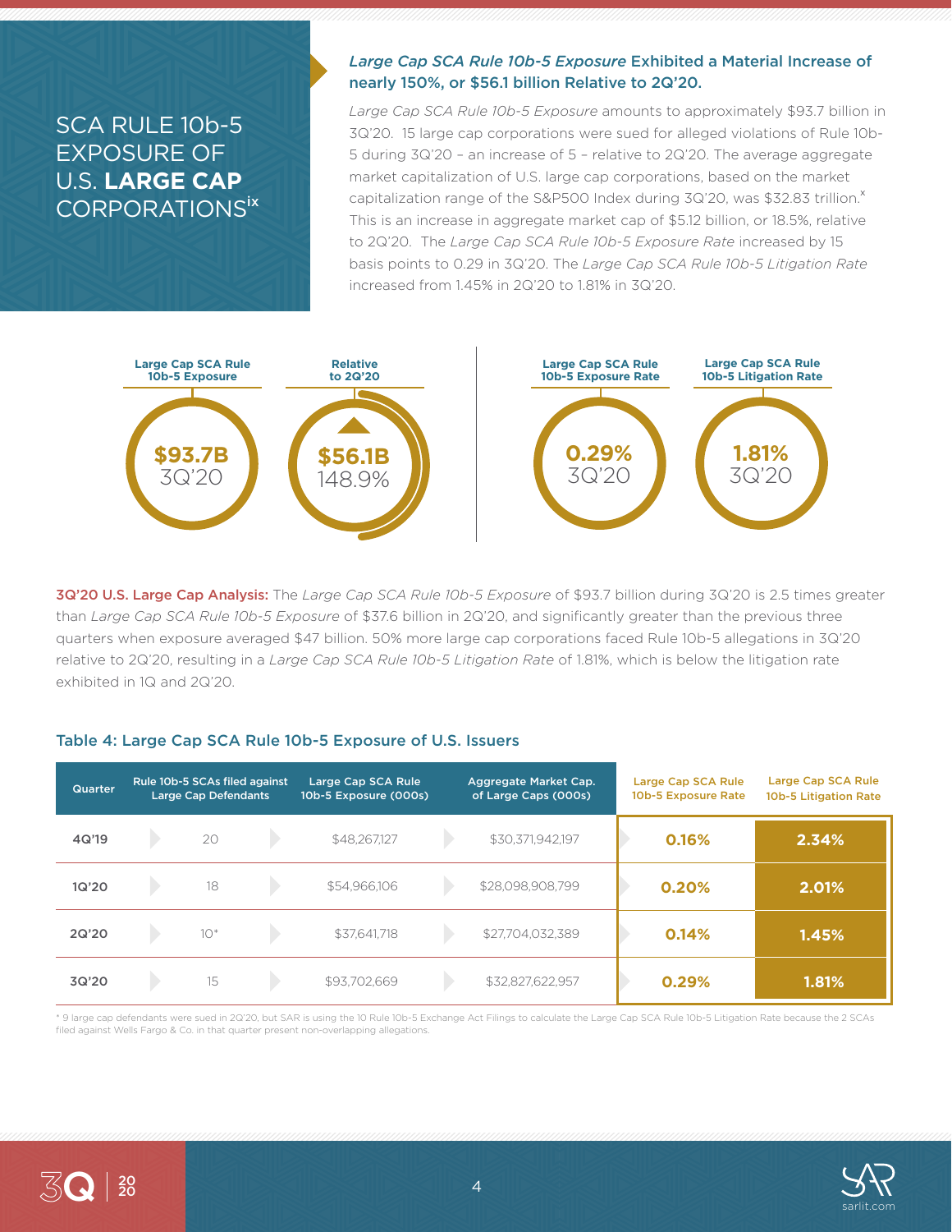# SCA RULE 10b-5 EXPOSURE OF U.S. **LARGE CAP** CORPORATIONS[ix]

## *Large Cap SCA Rule 10b-5 Exposure* Exhibited a Material Increase of nearly 150%, or $56.1 billion Relative to 2Q'20.

*Large Cap SCA Rule 10b-5 Exposure* amounts to approximately $93.7 billion in 3Q'20. 15 large cap corporations were sued for alleged violations of Rule 10b-5 during 3Q'20 – an increase of 5 – relative to 2Q'20. The average aggregate market capitalization of U.S. large cap corporations, based on the market capitalization range of the S&P500 Index during 3Q'20, was $32.83 trillion.[x] This is an increase in aggregate market cap of $5.12 billion, or 18.5%, relative to 2Q'20. The *Large Cap SCA Rule 10b-5 Exposure Rate* increased by 15 basis points to 0.29 in 3Q'20. The *Large Cap SCA Rule 10b-5 Litigation Rate* increased from 1.45% in 2Q'20 to 1.81% in 3Q'20.

| Large Cap SCA Rule 10b-5 Exposure | Relative to 2Q'20 | Large Cap SCA Rule 10b-5 Exposure Rate | Large Cap SCA Rule 10b-5 Litigation Rate |
|---|---|---|---|
| $93.7B 3Q'20 | ▲ $56.1B 148.9% | 0.29% 3Q'20 | 1.81% 3Q'20 |

**3Q'20 U.S. Large Cap Analysis:** The *Large Cap SCA Rule 10b-5 Exposure* of $93.7 billion during 3Q'20 is 2.5 times greater than *Large Cap SCA Rule 10b-5 Exposure* of $37.6 billion in 2Q'20, and significantly greater than the previous three quarters when exposure averaged $47 billion. 50% more large cap corporations faced Rule 10b-5 allegations in 3Q'20 relative to 2Q'20, resulting in a *Large Cap SCA Rule 10b-5 Litigation Rate* of 1.81%, which is below the litigation rate exhibited in 1Q and 2Q'20.

### Table 4: Large Cap SCA Rule 10b-5 Exposure of U.S. Issuers

| Quarter | Rule 10b-5 SCAs filed against Large Cap Defendants | Large Cap SCA Rule 10b-5 Exposure (000s) | Aggregate Market Cap. of Large Caps (000s) | Large Cap SCA Rule 10b-5 Exposure Rate | Large Cap SCA Rule 10b-5 Litigation Rate |
|---|---|---|---|---|---|
| 4Q'19 | 20 | $48,267,127 | $30,371,942,197 | 0.16% | 2.34% |
| 1Q'20 | 18 | $54,966,106 | $28,098,908,799 | 0.20% | 2.01% |
| 2Q'20 | 10* | $37,641,718 | $27,704,032,389 | 0.14% | 1.45% |
| 3Q'20 | 15 | $93,702,669 | $32,827,622,957 | 0.29% | 1.81% |

* 9 large cap defendants were sued in 2Q'20, but SAR is using the 10 Rule 10b-5 Exchange Act Filings to calculate the Large Cap SCA Rule 10b-5 Litigation Rate because the 2 SCAs filed against Wells Fargo & Co. in that quarter present non-overlapping allegations.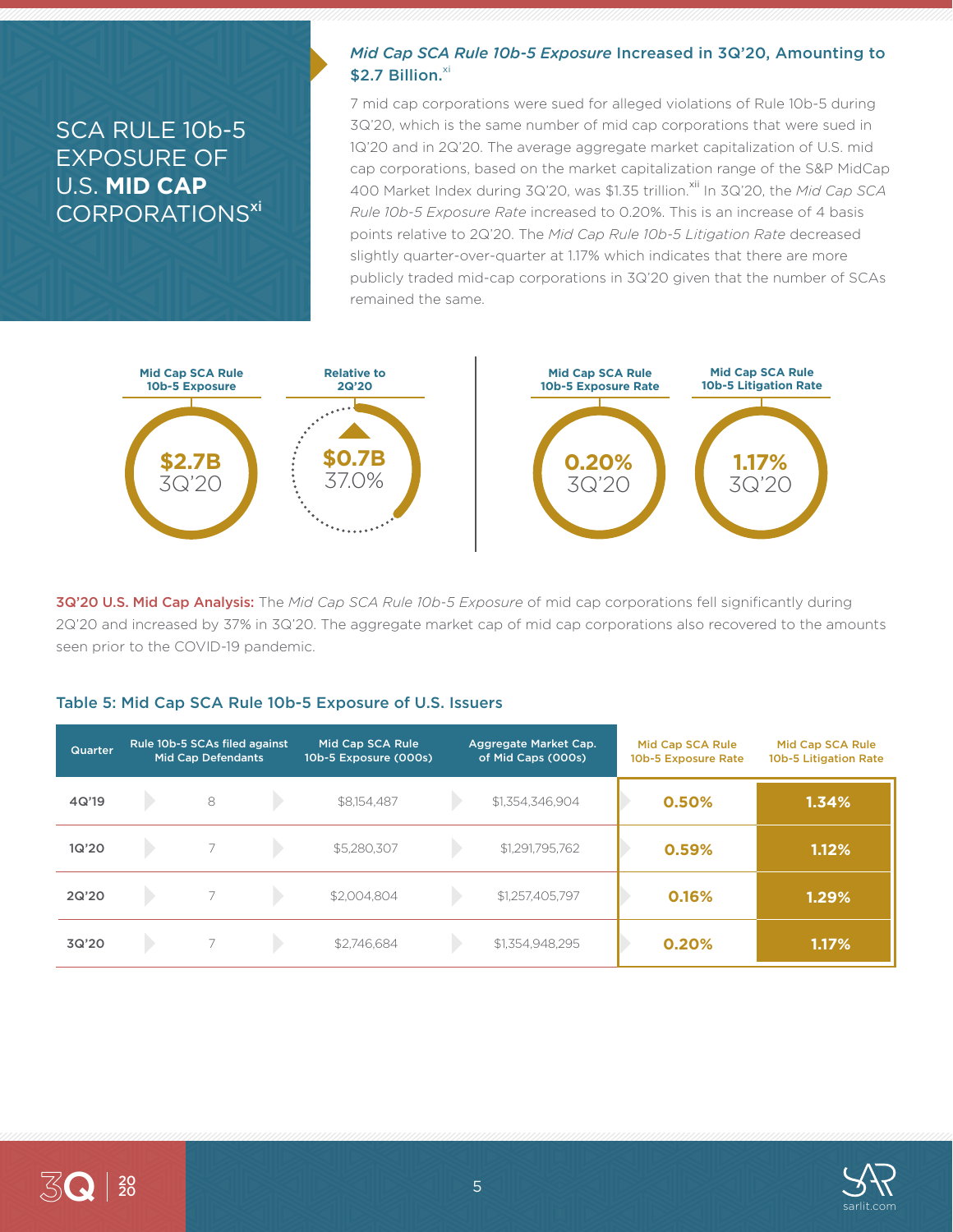# SCA RULE 10b-5 EXPOSURE OF U.S. **MID CAP** CORPORATIONS[xi]

## *Mid Cap SCA Rule 10b-5 Exposure* Increased in 3Q'20, Amounting to $2.7 Billion.[xi]

7 mid cap corporations were sued for alleged violations of Rule 10b-5 during 3Q'20, which is the same number of mid cap corporations that were sued in 1Q'20 and in 2Q'20. The average aggregate market capitalization of U.S. mid cap corporations, based on the market capitalization range of the S&P MidCap 400 Market Index during 3Q'20, was $1.35 trillion.[xii] In 3Q'20, the *Mid Cap SCA Rule 10b-5 Exposure Rate* increased to 0.20%. This is an increase of 4 basis points relative to 2Q'20. The *Mid Cap Rule 10b-5 Litigation Rate* decreased slightly quarter-over-quarter at 1.17% which indicates that there are more publicly traded mid-cap corporations in 3Q'20 given that the number of SCAs remained the same.

| Mid Cap SCA Rule 10b-5 Exposure | Relative to 2Q'20 | Mid Cap SCA Rule 10b-5 Exposure Rate | Mid Cap SCA Rule 10b-5 Litigation Rate |
|---|---|---|---|
| $2.7B 3Q'20 | ▲ $0.7B 37.0% | 0.20% 3Q'20 | 1.17% 3Q'20 |

**3Q'20 U.S. Mid Cap Analysis:** The *Mid Cap SCA Rule 10b-5 Exposure* of mid cap corporations fell significantly during 2Q'20 and increased by 37% in 3Q'20. The aggregate market cap of mid cap corporations also recovered to the amounts seen prior to the COVID-19 pandemic.

### Table 5: Mid Cap SCA Rule 10b-5 Exposure of U.S. Issuers

| Quarter | Rule 10b-5 SCAs filed against Mid Cap Defendants | Mid Cap SCA Rule 10b-5 Exposure (000s) | Aggregate Market Cap. of Mid Caps (000s) | Mid Cap SCA Rule 10b-5 Exposure Rate | Mid Cap SCA Rule 10b-5 Litigation Rate |
|---|---|---|---|---|---|
| 4Q'19 | 8 | $8,154,487 | $1,354,346,904 | 0.50% | 1.34% |
| 1Q'20 | 7 | $5,280,307 | $1,291,795,762 | 0.59% | 1.12% |
| 2Q'20 | 7 | $2,004,804 | $1,257,405,797 | 0.16% | 1.29% |
| 3Q'20 | 7 | $2,746,684 | $1,354,948,295 | 0.20% | 1.17% |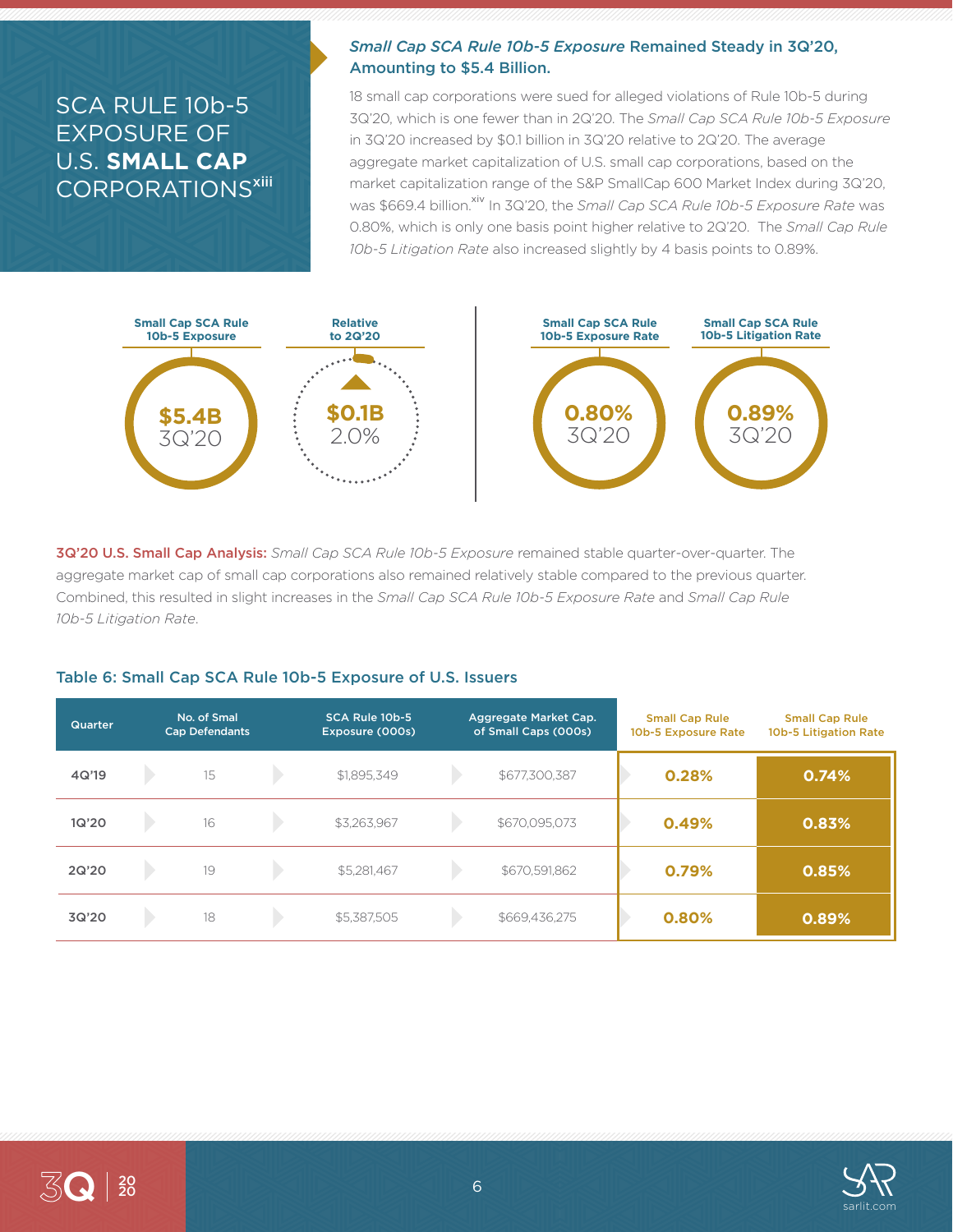# SCA RULE 10b-5 EXPOSURE OF U.S. **SMALL CAP** CORPORATIONS[xiii]

## *Small Cap SCA Rule 10b-5 Exposure* Remained Steady in 3Q'20, Amounting to $5.4 Billion.

18 small cap corporations were sued for alleged violations of Rule 10b-5 during 3Q'20, which is one fewer than in 2Q'20. The *Small Cap SCA Rule 10b-5 Exposure* in 3Q'20 increased by $0.1 billion in 3Q'20 relative to 2Q'20. The average aggregate market capitalization of U.S. small cap corporations, based on the market capitalization range of the S&P SmallCap 600 Market Index during 3Q'20, was $669.4 billion.[xiv] In 3Q'20, the *Small Cap SCA Rule 10b-5 Exposure Rate* was 0.80%, which is only one basis point higher relative to 2Q'20. The *Small Cap Rule 10b-5 Litigation Rate* also increased slightly by 4 basis points to 0.89%.

| Small Cap SCA Rule 10b-5 Exposure | Relative to 2Q'20 | Small Cap SCA Rule 10b-5 Exposure Rate | Small Cap SCA Rule 10b-5 Litigation Rate |
|---|---|---|---|
| $5.4B 3Q'20 | ▲ $0.1B 2.0% | 0.80% 3Q'20 | 0.89% 3Q'20 |

**3Q'20 U.S. Small Cap Analysis:** *Small Cap SCA Rule 10b-5 Exposure* remained stable quarter-over-quarter. The aggregate market cap of small cap corporations also remained relatively stable compared to the previous quarter. Combined, this resulted in slight increases in the *Small Cap SCA Rule 10b-5 Exposure Rate* and *Small Cap Rule 10b-5 Litigation Rate*.

### Table 6: Small Cap SCA Rule 10b-5 Exposure of U.S. Issuers

| Quarter | No. of Smal Cap Defendants | SCA Rule 10b-5 Exposure (000s) | Aggregate Market Cap. of Small Caps (000s) | Small Cap Rule 10b-5 Exposure Rate | Small Cap Rule 10b-5 Litigation Rate |
|---|---|---|---|---|---|
| 4Q'19 | 15 | $1,895,349 | $677,300,387 | 0.28% | 0.74% |
| 1Q'20 | 16 | $3,263,967 | $670,095,073 | 0.49% | 0.83% |
| 2Q'20 | 19 | $5,281,467 | $670,591,862 | 0.79% | 0.85% |
| 3Q'20 | 18 | $5,387,505 | $669,436,275 | 0.80% | 0.89% |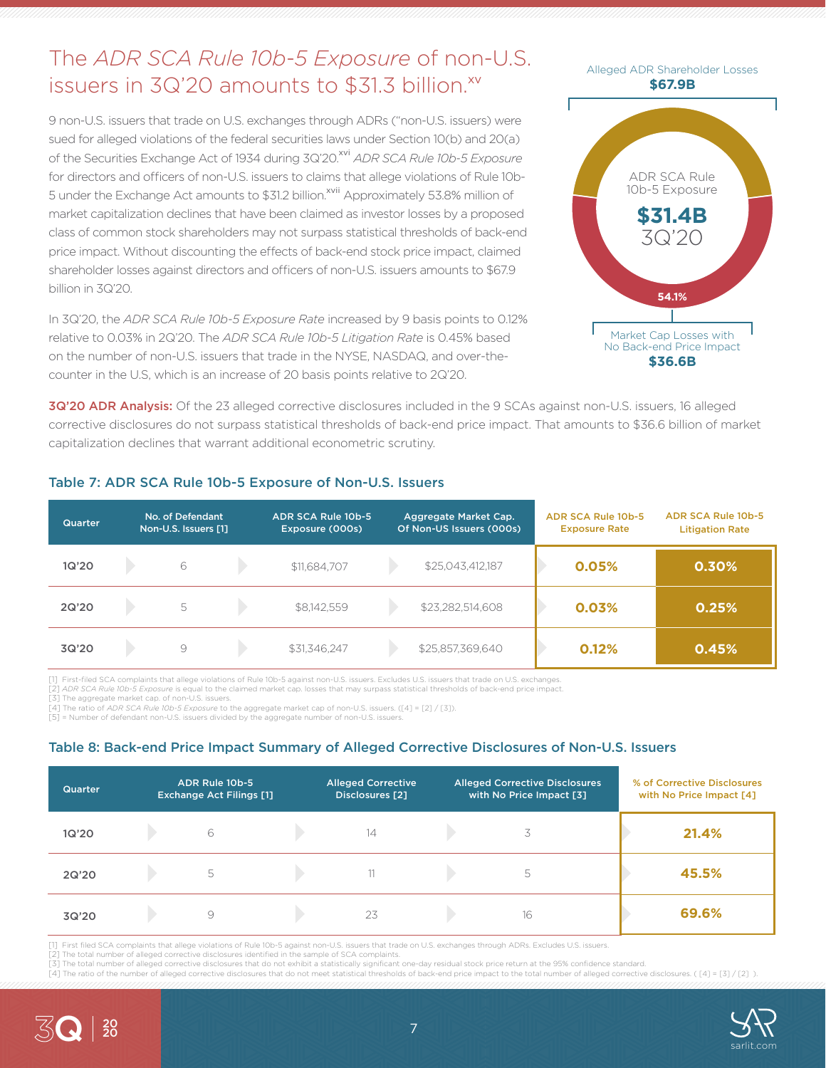# The *ADR SCA Rule 10b-5 Exposure* of non-U.S. issuers in 3Q'20 amounts to $31.3 billion.[xv]

9 non-U.S. issuers that trade on U.S. exchanges through ADRs ("non-U.S. issuers) were sued for alleged violations of the federal securities laws under Section 10(b) and 20(a) of the Securities Exchange Act of 1934 during 3Q'20.[xvi] *ADR SCA Rule 10b-5 Exposure* for directors and officers of non-U.S. issuers to claims that allege violations of Rule 10b-5 under the Exchange Act amounts to $31.2 billion.[xvii] Approximately 53.8% million of market capitalization declines that have been claimed as investor losses by a proposed class of common stock shareholders may not surpass statistical thresholds of back-end price impact. Without discounting the effects of back-end stock price impact, claimed shareholder losses against directors and officers of non-U.S. issuers amounts to $67.9 billion in 3Q'20.

In 3Q'20, the *ADR SCA Rule 10b-5 Exposure Rate* increased by 9 basis points to 0.12% relative to 0.03% in 2Q'20. The *ADR SCA Rule 10b-5 Litigation Rate* is 0.45% based on the number of non-U.S. issuers that trade in the NYSE, NASDAQ, and over-the-counter in the U.S, which is an increase of 20 basis points relative to 2Q'20.

Alleged ADR Shareholder Losses
**$67.9B**

ADR SCA Rule 10b-5 Exposure
**$31.4B**
3Q'20

54.1%

Market Cap Losses with No Back-end Price Impact
**$36.6B**

**3Q'20 ADR Analysis:** Of the 23 alleged corrective disclosures included in the 9 SCAs against non-U.S. issuers, 16 alleged corrective disclosures do not surpass statistical thresholds of back-end price impact. That amounts to $36.6 billion of market capitalization declines that warrant additional econometric scrutiny.

### Table 7: ADR SCA Rule 10b-5 Exposure of Non-U.S. Issuers

| Quarter | No. of Defendant Non-U.S. Issuers [1] | ADR SCA Rule 10b-5 Exposure (000s) | Aggregate Market Cap. Of Non-US Issuers (000s) | ADR SCA Rule 10b-5 Exposure Rate | ADR SCA Rule 10b-5 Litigation Rate |
|---|---|---|---|---|---|
| 1Q'20 | 6 | $11,684,707 | $25,043,412,187 | 0.05% | 0.30% |
| 2Q'20 | 5 | $8,142,559 | $23,282,514,608 | 0.03% | 0.25% |
| 3Q'20 | 9 | $31,346,247 | $25,857,369,640 | 0.12% | 0.45% |

[1] First-filed SCA complaints that allege violations of Rule 10b-5 against non-U.S. issuers. Excludes U.S. issuers that trade on U.S. exchanges.
[2] *ADR SCA Rule 10b-5 Exposure* is equal to the claimed market cap. losses that may surpass statistical thresholds of back-end price impact.
[3] The aggregate market cap. of non-U.S. issuers.
[4] The ratio of *ADR SCA Rule 10b-5 Exposure* to the aggregate market cap of non-U.S. issuers. ([4] = [2] / [3]).
[5] = Number of defendant non-U.S. issuers divided by the aggregate number of non-U.S. issuers.

### Table 8: Back-end Price Impact Summary of Alleged Corrective Disclosures of Non-U.S. Issuers

| Quarter | ADR Rule 10b-5 Exchange Act Filings [1] | Alleged Corrective Disclosures [2] | Alleged Corrective Disclosures with No Price Impact [3] | % of Corrective Disclosures with No Price Impact [4] |
|---|---|---|---|---|
| 1Q'20 | 6 | 14 | 3 | 21.4% |
| 2Q'20 | 5 | 11 | 5 | 45.5% |
| 3Q'20 | 9 | 23 | 16 | 69.6% |

[1] First filed SCA complaints that allege violations of Rule 10b-5 against non-U.S. issuers that trade on U.S. exchanges through ADRs. Excludes U.S. issuers.
[2] The total number of alleged corrective disclosures identified in the sample of SCA complaints.
[3] The total number of alleged corrective disclosures that do not exhibit a statistically significant one-day residual stock price return at the 95% confidence standard.
[4] The ratio of the number of alleged corrective disclosures that do not meet statistical thresholds of back-end price impact to the total number of alleged corrective disclosures. ( [4] = [3] / [2] ).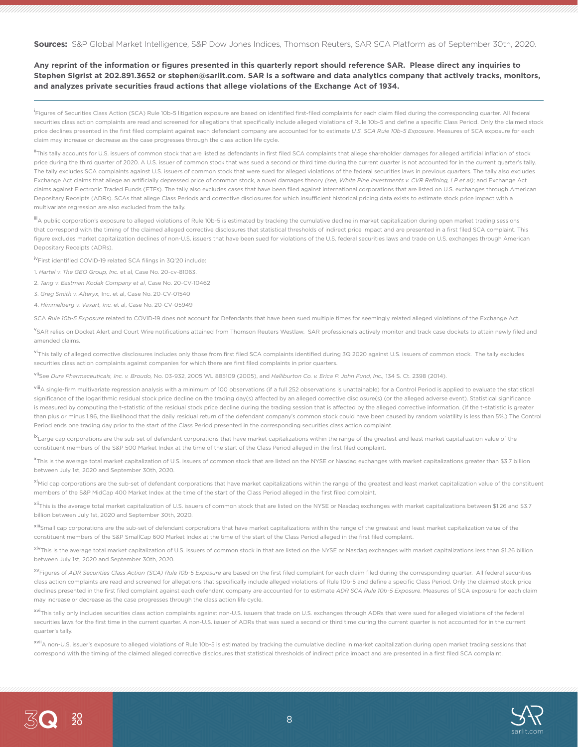**Sources:** S&P Global Market Intelligence, S&P Dow Jones Indices, Thomson Reuters, SAR SCA Platform as of September 30th, 2020.

**Any reprint of the information or figures presented in this quarterly report should reference SAR. Please direct any inquiries to Stephen Sigrist at 202.891.3652 or stephen@sarlit.com. SAR is a software and data analytics company that actively tracks, monitors, and analyzes private securities fraud actions that allege violations of the Exchange Act of 1934.**

---

[i] Figures of Securities Class Action (SCA) Rule 10b-5 litigation exposure are based on identified first-filed complaints for each claim filed during the corresponding quarter. All federal securities class action complaints are read and screened for allegations that specifically include alleged violations of Rule 10b-5 and define a specific Class Period. Only the claimed stock price declines presented in the first filed complaint against each defendant company are accounted for to estimate *U.S. SCA Rule 10b-5 Exposure*. Measures of SCA exposure for each claim may increase or decrease as the case progresses through the class action life cycle.

[ii] This tally accounts for U.S. issuers of common stock that are listed as defendants in first filed SCA complaints that allege shareholder damages for alleged artificial inflation of stock price during the third quarter of 2020. A U.S. issuer of common stock that was sued a second or third time during the current quarter is not accounted for in the current quarter's tally. The tally excludes SCA complaints against U.S. issuers of common stock that were sued for alleged violations of the federal securities laws in previous quarters. The tally also excludes Exchange Act claims that allege an artificially depressed price of common stock, a novel damages theory *(see, White Pine Investments v. CVR Refining, LP et al)*; and Exchange Act claims against Electronic Traded Funds (ETFs). The tally also excludes cases that have been filed against international corporations that are listed on U.S. exchanges through American Depositary Receipts (ADRs). SCAs that allege Class Periods and corrective disclosures for which insufficient historical pricing data exists to estimate stock price impact with a multivariate regression are also excluded from the tally.

[iii] A public corporation's exposure to alleged violations of Rule 10b-5 is estimated by tracking the cumulative decline in market capitalization during open market trading sessions that correspond with the timing of the claimed alleged corrective disclosures that statistical thresholds of indirect price impact and are presented in a first filed SCA complaint. This figure excludes market capitalization declines of non-U.S. issuers that have been sued for violations of the U.S. federal securities laws and trade on U.S. exchanges through American Depositary Receipts (ADRs).

[iv] First identified COVID-19 related SCA filings in 3Q'20 include:

1. *Hartel v. The GEO Group, Inc.* et al, Case No. 20-cv-81063.
2. *Tang v. Eastman Kodak Company et al*, Case No. 20-CV-10462
3. *Greg Smith v. Alteryx,* Inc. et al, Case No. 20-CV-01540
4. *Himmelberg v. Vaxart, Inc.* et al, Case No. 20-CV-05949

SCA *Rule 10b-5 Exposure* related to COVID-19 does not account for Defendants that have been sued multiple times for seemingly related alleged violations of the Exchange Act.

[v] SAR relies on Docket Alert and Court Wire notifications attained from Thomson Reuters Westlaw. SAR professionals actively monitor and track case dockets to attain newly filed and amended claims.

[vi] This tally of alleged corrective disclosures includes only those from first filed SCA complaints identified during 3Q 2020 against U.S. issuers of common stock. The tally excludes securities class action complaints against companies for which there are first filed complaints in prior quarters.

[vii] See *Dura Pharmaceuticals, Inc. v. Broudo*, No. 03-932, 2005 WL 885109 (2005), and *Halliburton Co. v. Erica P. John Fund, Inc.*, 134 S. Ct. 2398 (2014).

[viii] A single-firm multivariate regression analysis with a minimum of 100 observations (if a full 252 observations is unattainable) for a Control Period is applied to evaluate the statistical significance of the logarithmic residual stock price decline on the trading day(s) affected by an alleged corrective disclosure(s) (or the alleged adverse event). Statistical significance is measured by computing the t-statistic of the residual stock price decline during the trading session that is affected by the alleged corrective information. (If the t-statistic is greater than plus or minus 1.96, the likelihood that the daily residual return of the defendant company's common stock could have been caused by random volatility is less than 5%.) The Control Period ends one trading day prior to the start of the Class Period presented in the corresponding securities class action complaint.

[ix] Large cap corporations are the sub-set of defendant corporations that have market capitalizations within the range of the greatest and least market capitalization value of the constituent members of the S&P 500 Market Index at the time of the start of the Class Period alleged in the first filed complaint.

[x] This is the average total market capitalization of U.S. issuers of common stock that are listed on the NYSE or Nasdaq exchanges with market capitalizations greater than $3.7 billion between July 1st, 2020 and September 30th, 2020.

[xi] Mid cap corporations are the sub-set of defendant corporations that have market capitalizations within the range of the greatest and least market capitalization value of the constituent members of the S&P MidCap 400 Market Index at the time of the start of the Class Period alleged in the first filed complaint.

[xii] This is the average total market capitalization of U.S. issuers of common stock that are listed on the NYSE or Nasdaq exchanges with market capitalizations between $1.26 and $3.7 billion between July 1st, 2020 and September 30th, 2020.

[xiii] Small cap corporations are the sub-set of defendant corporations that have market capitalizations within the range of the greatest and least market capitalization value of the constituent members of the S&P SmallCap 600 Market Index at the time of the start of the Class Period alleged in the first filed complaint.

[xiv] This is the average total market capitalization of U.S. issuers of common stock in that are listed on the NYSE or Nasdaq exchanges with market capitalizations less than $1.26 billion between July 1st, 2020 and September 30th, 2020.

[xv] Figures of *ADR Securities Class Action (SCA) Rule 10b-5 Exposure* are based on the first filed complaint for each claim filed during the corresponding quarter. All federal securities class action complaints are read and screened for allegations that specifically include alleged violations of Rule 10b-5 and define a specific Class Period. Only the claimed stock price declines presented in the first filed complaint against each defendant company are accounted for to estimate *ADR SCA Rule 10b-5 Exposure*. Measures of SCA exposure for each claim may increase or decrease as the case progresses through the class action life cycle.

[xvi] This tally only includes securities class action complaints against non-U.S. issuers that trade on U.S. exchanges through ADRs that were sued for alleged violations of the federal securities laws for the first time in the current quarter. A non-U.S. issuer of ADRs that was sued a second or third time during the current quarter is not accounted for in the current quarter's tally.

[xvii] A non-U.S. issuer's exposure to alleged violations of Rule 10b-5 is estimated by tracking the cumulative decline in market capitalization during open market trading sessions that correspond with the timing of the claimed alleged corrective disclosures that statistical thresholds of indirect price impact and are presented in a first filed SCA complaint.